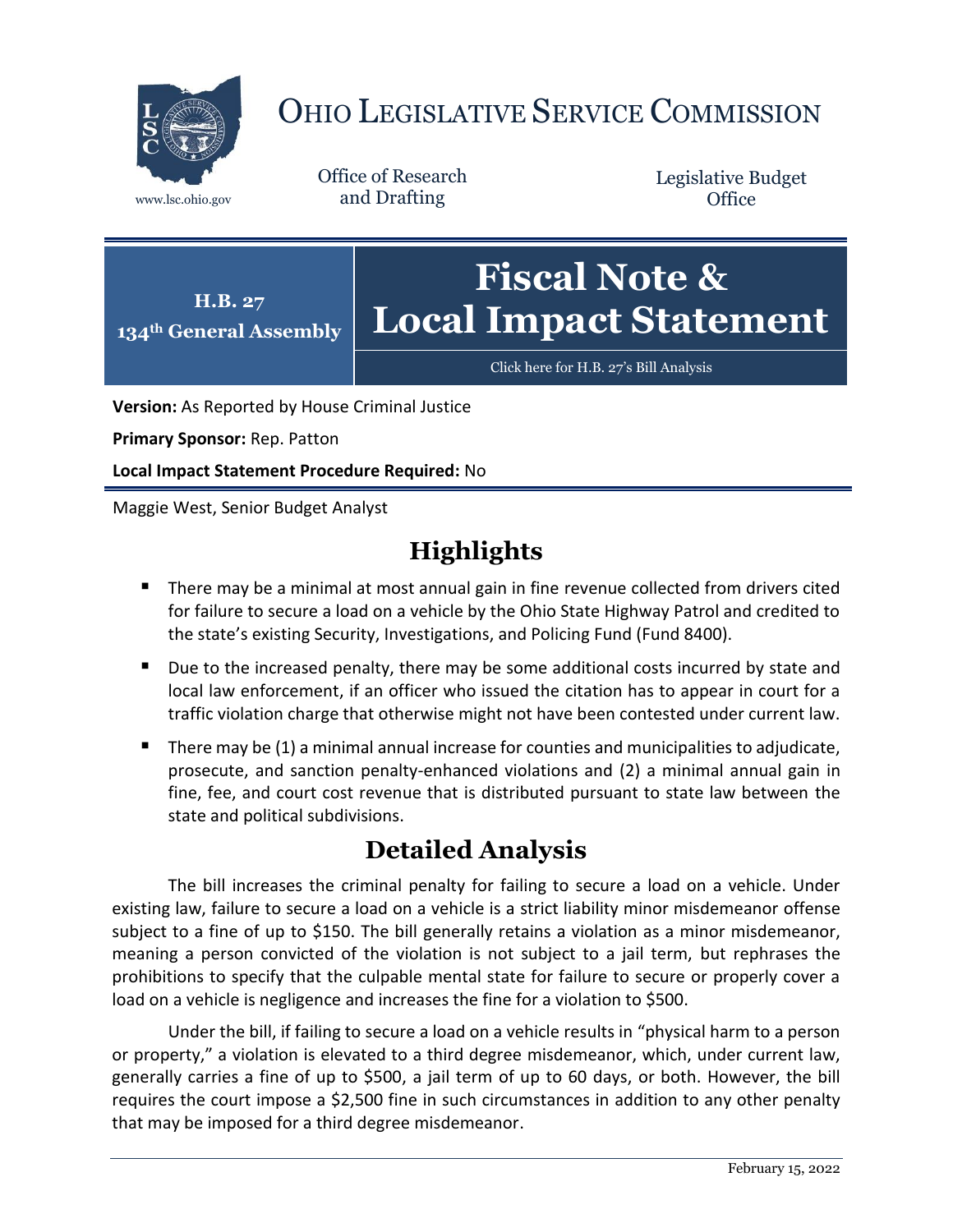# OHIO LEGISLATIVE SERVICE COMMISSION

www.lsc.ohio.gov

Office of Research and Drafting

Legislative Budget Office

**H.B. 27**
**134th General Assembly**

# Fiscal Note & Local Impact Statement

Click here for H.B. 27's Bill Analysis

**Version:** As Reported by House Criminal Justice

**Primary Sponsor:** Rep. Patton

**Local Impact Statement Procedure Required:** No

Maggie West, Senior Budget Analyst

## Highlights

- There may be a minimal at most annual gain in fine revenue collected from drivers cited for failure to secure a load on a vehicle by the Ohio State Highway Patrol and credited to the state's existing Security, Investigations, and Policing Fund (Fund 8400).
- Due to the increased penalty, there may be some additional costs incurred by state and local law enforcement, if an officer who issued the citation has to appear in court for a traffic violation charge that otherwise might not have been contested under current law.
- There may be (1) a minimal annual increase for counties and municipalities to adjudicate, prosecute, and sanction penalty-enhanced violations and (2) a minimal annual gain in fine, fee, and court cost revenue that is distributed pursuant to state law between the state and political subdivisions.

## Detailed Analysis

The bill increases the criminal penalty for failing to secure a load on a vehicle. Under existing law, failure to secure a load on a vehicle is a strict liability minor misdemeanor offense subject to a fine of up to $150. The bill generally retains a violation as a minor misdemeanor, meaning a person convicted of the violation is not subject to a jail term, but rephrases the prohibitions to specify that the culpable mental state for failure to secure or properly cover a load on a vehicle is negligence and increases the fine for a violation to $500.

Under the bill, if failing to secure a load on a vehicle results in "physical harm to a person or property," a violation is elevated to a third degree misdemeanor, which, under current law, generally carries a fine of up to $500, a jail term of up to 60 days, or both. However, the bill requires the court impose a $2,500 fine in such circumstances in addition to any other penalty that may be imposed for a third degree misdemeanor.

February 15, 2022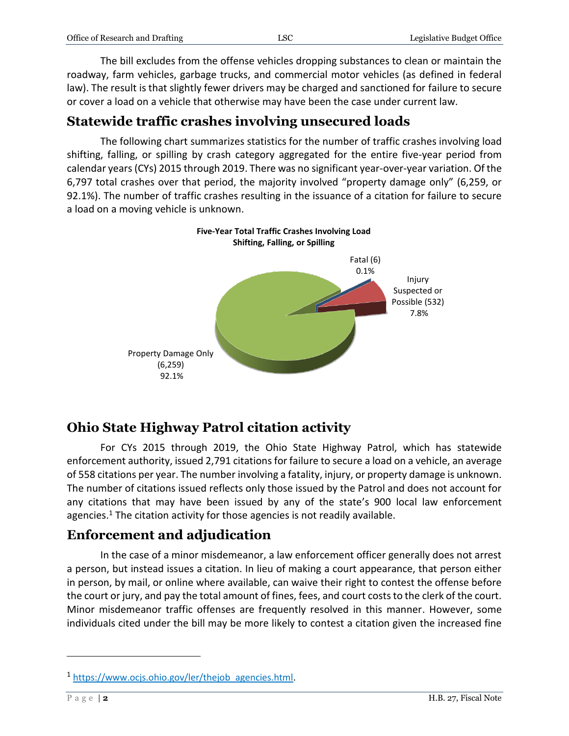The bill excludes from the offense vehicles dropping substances to clean or maintain the roadway, farm vehicles, garbage trucks, and commercial motor vehicles (as defined in federal law). The result is that slightly fewer drivers may be charged and sanctioned for failure to secure or cover a load on a vehicle that otherwise may have been the case under current law.

## Statewide traffic crashes involving unsecured loads

The following chart summarizes statistics for the number of traffic crashes involving load shifting, falling, or spilling by crash category aggregated for the entire five-year period from calendar years (CYs) 2015 through 2019. There was no significant year-over-year variation. Of the 6,797 total crashes over that period, the majority involved "property damage only" (6,259, or 92.1%). The number of traffic crashes resulting in the issuance of a citation for failure to secure a load on a moving vehicle is unknown.

**Five-Year Total Traffic Crashes Involving Load Shifting, Falling, or Spilling**

- Fatal (6) 0.1%
- Injury Suspected or Possible (532) 7.8%
- Property Damage Only (6,259) 92.1%

## Ohio State Highway Patrol citation activity

For CYs 2015 through 2019, the Ohio State Highway Patrol, which has statewide enforcement authority, issued 2,791 citations for failure to secure a load on a vehicle, an average of 558 citations per year. The number involving a fatality, injury, or property damage is unknown. The number of citations issued reflects only those issued by the Patrol and does not account for any citations that may have been issued by any of the state's 900 local law enforcement agencies.[1] The citation activity for those agencies is not readily available.

## Enforcement and adjudication

In the case of a minor misdemeanor, a law enforcement officer generally does not arrest a person, but instead issues a citation. In lieu of making a court appearance, that person either in person, by mail, or online where available, can waive their right to contest the offense before the court or jury, and pay the total amount of fines, fees, and court costs to the clerk of the court. Minor misdemeanor traffic offenses are frequently resolved in this manner. However, some individuals cited under the bill may be more likely to contest a citation given the increased fine

[1] https://www.ocjs.ohio.gov/ler/thejob_agencies.html.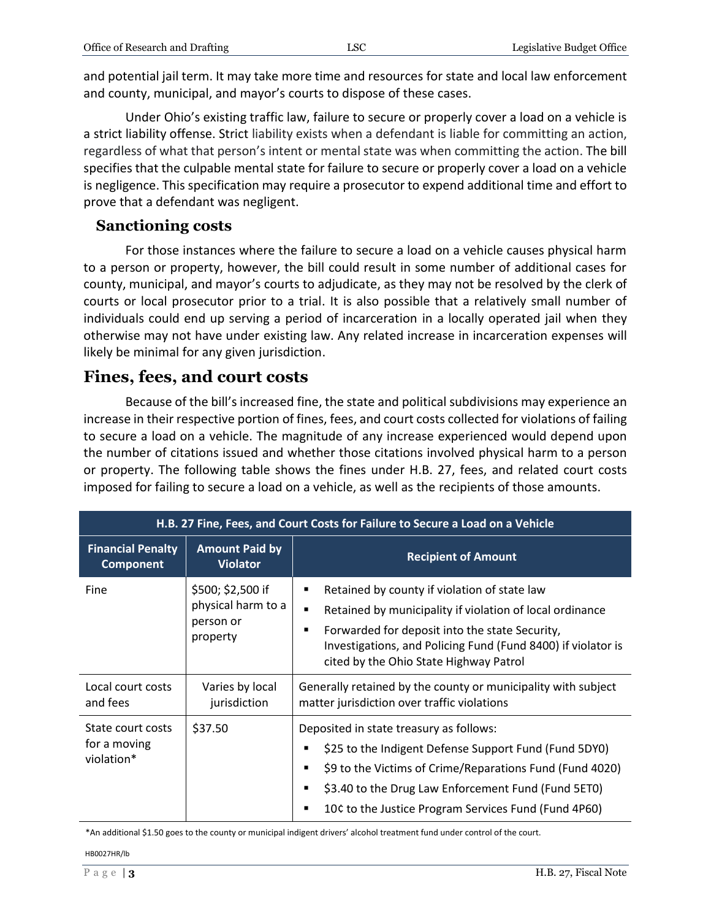and potential jail term. It may take more time and resources for state and local law enforcement and county, municipal, and mayor's courts to dispose of these cases.

Under Ohio's existing traffic law, failure to secure or properly cover a load on a vehicle is a strict liability offense. Strict liability exists when a defendant is liable for committing an action, regardless of what that person's intent or mental state was when committing the action. The bill specifies that the culpable mental state for failure to secure or properly cover a load on a vehicle is negligence. This specification may require a prosecutor to expend additional time and effort to prove that a defendant was negligent.

### Sanctioning costs

For those instances where the failure to secure a load on a vehicle causes physical harm to a person or property, however, the bill could result in some number of additional cases for county, municipal, and mayor's courts to adjudicate, as they may not be resolved by the clerk of courts or local prosecutor prior to a trial. It is also possible that a relatively small number of individuals could end up serving a period of incarceration in a locally operated jail when they otherwise may not have under existing law. Any related increase in incarceration expenses will likely be minimal for any given jurisdiction.

## Fines, fees, and court costs

Because of the bill's increased fine, the state and political subdivisions may experience an increase in their respective portion of fines, fees, and court costs collected for violations of failing to secure a load on a vehicle. The magnitude of any increase experienced would depend upon the number of citations issued and whether those citations involved physical harm to a person or property. The following table shows the fines under H.B. 27, fees, and related court costs imposed for failing to secure a load on a vehicle, as well as the recipients of those amounts.

| H.B. 27 Fine, Fees, and Court Costs for Failure to Secure a Load on a Vehicle | | |
|---|---|---|
| **Financial Penalty Component** | **Amount Paid by Violator** | **Recipient of Amount** |
| Fine | $500; $2,500 if physical harm to a person or property | ▪ Retained by county if violation of state law<br>▪ Retained by municipality if violation of local ordinance<br>▪ Forwarded for deposit into the state Security, Investigations, and Policing Fund (Fund 8400) if violator is cited by the Ohio State Highway Patrol |
| Local court costs and fees | Varies by local jurisdiction | Generally retained by the county or municipality with subject matter jurisdiction over traffic violations |
| State court costs for a moving violation* | $37.50 | Deposited in state treasury as follows:<br>▪ $25 to the Indigent Defense Support Fund (Fund 5DY0)<br>▪ $9 to the Victims of Crime/Reparations Fund (Fund 4020)<br>▪ $3.40 to the Drug Law Enforcement Fund (Fund 5ET0)<br>▪ 10¢ to the Justice Program Services Fund (Fund 4P60) |

*An additional $1.50 goes to the county or municipal indigent drivers' alcohol treatment fund under control of the court.

HB0027HR/lb